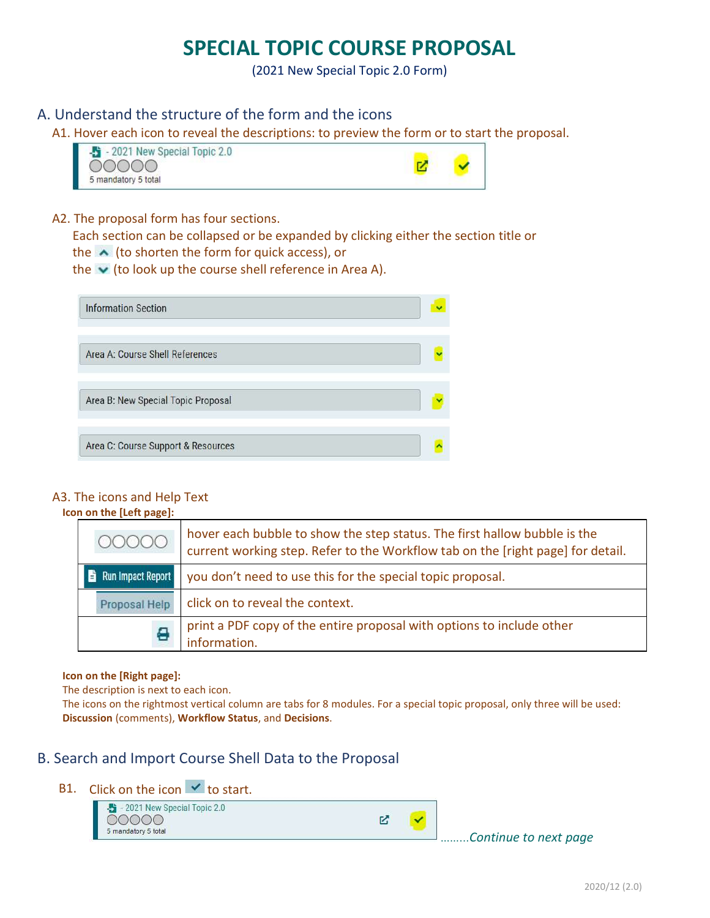# SPECIAL TOPIC COURSE PROPOSAL

(2021 New Special Topic 2.0 Form)

## A. Understand the structure of the form and the icons

### A1. Hover each icon to reveal the descriptions: to preview the form or to start the proposal.

- 2021 New Special Topic 2.0
5 mandatory 5 total

### A2. The proposal form has four sections.

Each section can be collapsed or be expanded by clicking either the section title or
the ^ (to shorten the form for quick access), or
the ˅ (to look up the course shell reference in Area A).

Information Section

Area A: Course Shell References

Area B: New Special Topic Proposal

Area C: Course Support & Resources

### A3. The icons and Help Text

**Icon on the [Left page]:**

| | |
|---|---|
| ○○○○○ | hover each bubble to show the step status. The first hallow bubble is the current working step. Refer to the Workflow tab on the [right page] for detail. |
| Run Impact Report | you don't need to use this for the special topic proposal. |
| Proposal Help | click on to reveal the context. |
| (print icon) | print a PDF copy of the entire proposal with options to include other information. |

**Icon on the [Right page]:**

The description is next to each icon.

The icons on the rightmost vertical column are tabs for 8 modules. For a special topic proposal, only three will be used: **Discussion** (comments), **Workflow Status**, and **Decisions**.

## B. Search and Import Course Shell Data to the Proposal

B1. Click on the icon ✓ to start.

- 2021 New Special Topic 2.0
5 mandatory 5 total

.........*Continue to next page*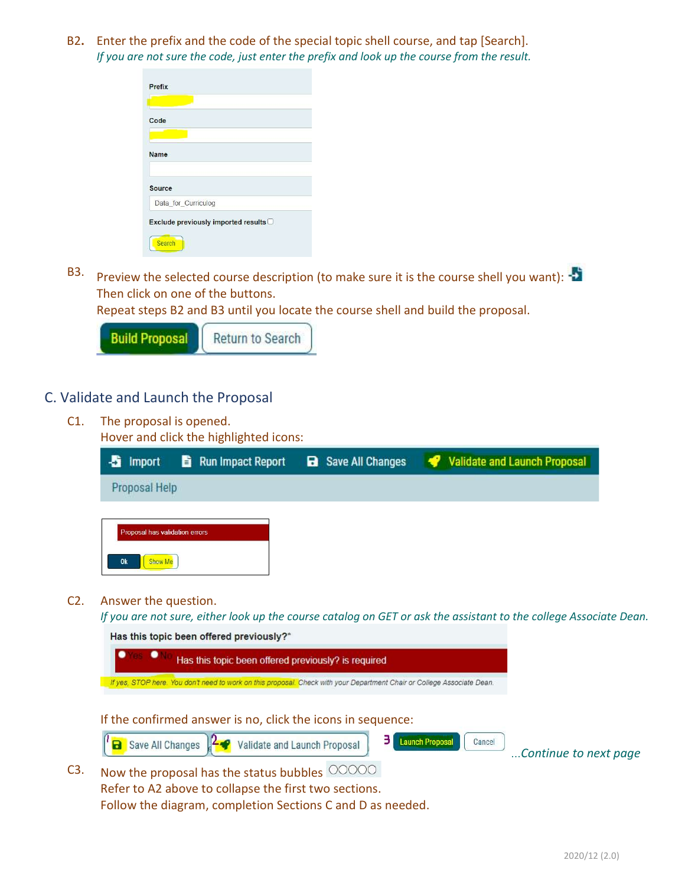B2. Enter the prefix and the code of the special topic shell course, and tap [Search].
*If you are not sure the code, just enter the prefix and look up the course from the result.*

Prefix

Code

Name

Source

Data_for_Curriculog

Exclude previously imported results

Search

B3. Preview the selected course description (to make sure it is the course shell you want):
Then click on one of the buttons.
Repeat steps B2 and B3 until you locate the course shell and build the proposal.

Build Proposal | Return to Search

## C. Validate and Launch the Proposal

C1. The proposal is opened.
Hover and click the highlighted icons:

Import | Run Impact Report | Save All Changes | Validate and Launch Proposal

Proposal Help

Proposal has validation errors

Ok | Show Me

C2. Answer the question.
*If you are not sure, either look up the course catalog on GET or ask the assistant to the college Associate Dean.*

**Has this topic been offered previously?***

Yes No Has this topic been offered previously? is required

*If yes, STOP here. You don't need to work on this proposal. Check with your Department Chair or College Associate Dean.*

If the confirmed answer is no, click the icons in sequence:

1 Save All Changes | 2 Validate and Launch Proposal | 3 Launch Proposal | Cancel

*...Continue to next page*

C3. Now the proposal has the status bubbles ○○○○○
Refer to A2 above to collapse the first two sections.
Follow the diagram, completion Sections C and D as needed.

2020/12 (2.0)